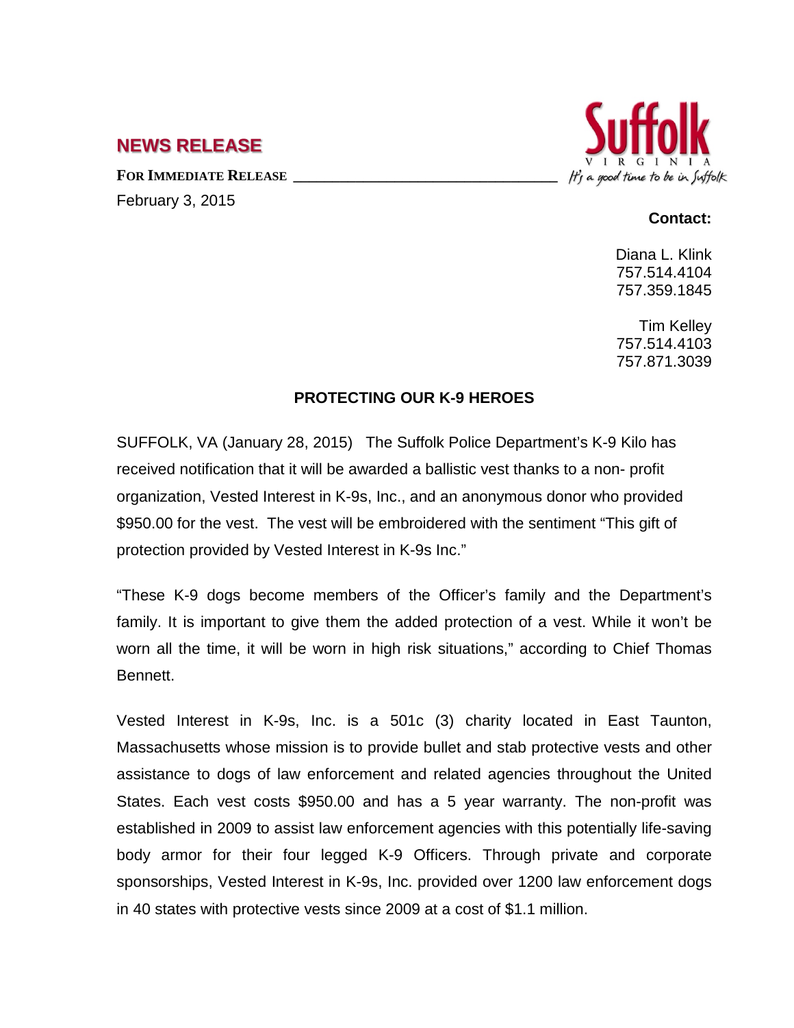## NEWS RELEASE

Suffolk
VIRGINIA
It's a good time to be in Suffolk

**FOR IMMEDIATE RELEASE**

February 3, 2015

**Contact:**

Diana L. Klink
757.514.4104
757.359.1845

Tim Kelley
757.514.4103
757.871.3039

**PROTECTING OUR K-9 HEROES**

SUFFOLK, VA (January 28, 2015) The Suffolk Police Department's K-9 Kilo has received notification that it will be awarded a ballistic vest thanks to a non- profit organization, Vested Interest in K-9s, Inc., and an anonymous donor who provided $950.00 for the vest. The vest will be embroidered with the sentiment "This gift of protection provided by Vested Interest in K-9s Inc."

"These K-9 dogs become members of the Officer's family and the Department's family. It is important to give them the added protection of a vest. While it won't be worn all the time, it will be worn in high risk situations," according to Chief Thomas Bennett.

Vested Interest in K-9s, Inc. is a 501c (3) charity located in East Taunton, Massachusetts whose mission is to provide bullet and stab protective vests and other assistance to dogs of law enforcement and related agencies throughout the United States. Each vest costs $950.00 and has a 5 year warranty. The non-profit was established in 2009 to assist law enforcement agencies with this potentially life-saving body armor for their four legged K-9 Officers. Through private and corporate sponsorships, Vested Interest in K-9s, Inc. provided over 1200 law enforcement dogs in 40 states with protective vests since 2009 at a cost of $1.1 million.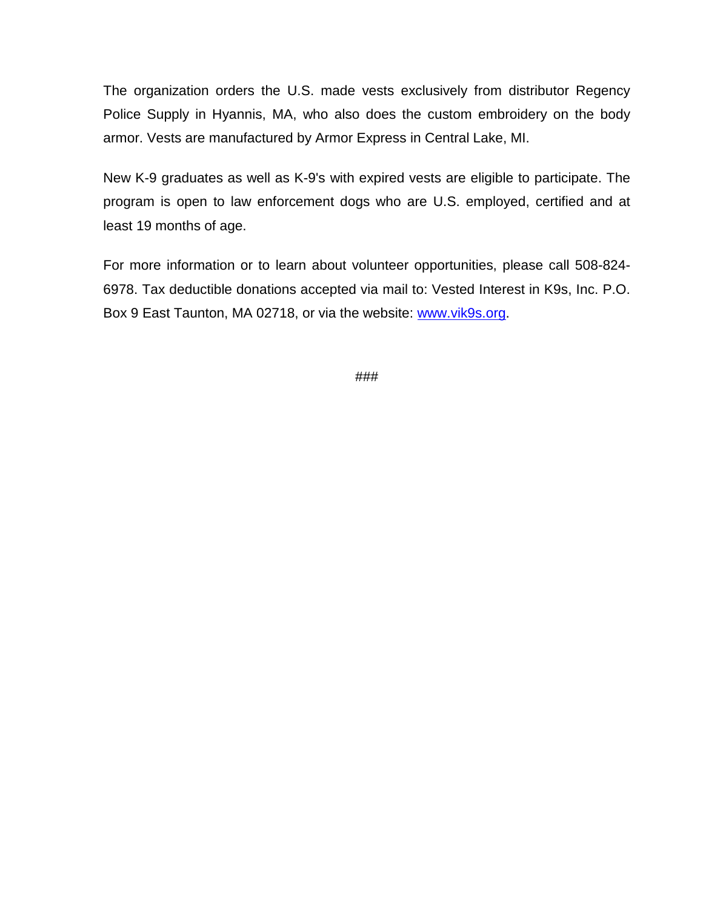The organization orders the U.S. made vests exclusively from distributor Regency Police Supply in Hyannis, MA, who also does the custom embroidery on the body armor. Vests are manufactured by Armor Express in Central Lake, MI.

New K-9 graduates as well as K-9's with expired vests are eligible to participate. The program is open to law enforcement dogs who are U.S. employed, certified and at least 19 months of age.

For more information or to learn about volunteer opportunities, please call 508-824-6978. Tax deductible donations accepted via mail to: Vested Interest in K9s, Inc. P.O. Box 9 East Taunton, MA 02718, or via the website: [www.vik9s.org](http://www.vik9s.org).

###